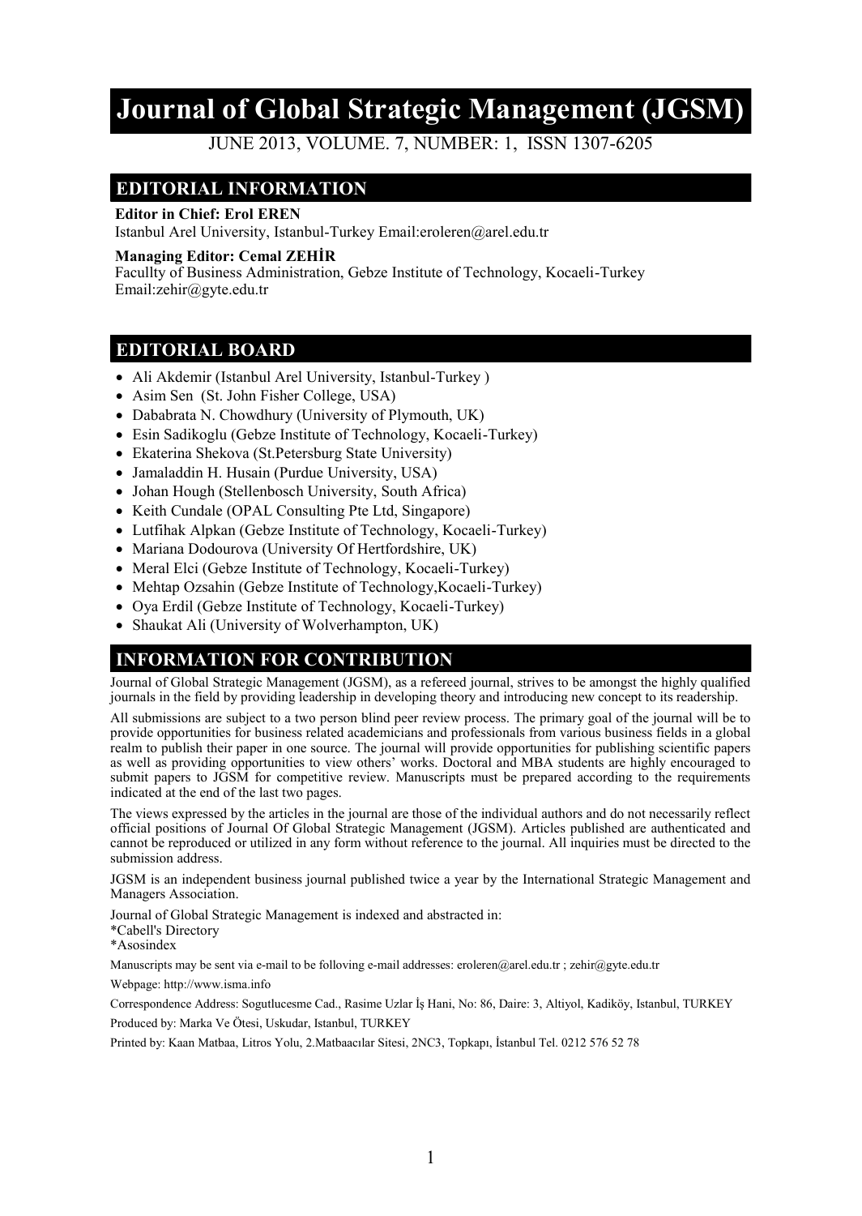# Journal of Global Strategic Management (JGSM)

JUNE 2013, VOLUME. 7, NUMBER: 1, ISSN 1307-6205

## EDITORIAL INFORMATION

**Editor in Chief: Erol EREN**
Istanbul Arel University, Istanbul-Turkey Email:eroleren@arel.edu.tr

**Managing Editor: Cemal ZEHİR**
Facullty of Business Administration, Gebze Institute of Technology, Kocaeli-Turkey
Email:zehir@gyte.edu.tr

## EDITORIAL BOARD

- Ali Akdemir (Istanbul Arel University, Istanbul-Turkey )
- Asim Sen (St. John Fisher College, USA)
- Dababrata N. Chowdhury (University of Plymouth, UK)
- Esin Sadikoglu (Gebze Institute of Technology, Kocaeli-Turkey)
- Ekaterina Shekova (St.Petersburg State University)
- Jamaladdin H. Husain (Purdue University, USA)
- Johan Hough (Stellenbosch University, South Africa)
- Keith Cundale (OPAL Consulting Pte Ltd, Singapore)
- Lutfihak Alpkan (Gebze Institute of Technology, Kocaeli-Turkey)
- Mariana Dodourova (University Of Hertfordshire, UK)
- Meral Elci (Gebze Institute of Technology, Kocaeli-Turkey)
- Mehtap Ozsahin (Gebze Institute of Technology,Kocaeli-Turkey)
- Oya Erdil (Gebze Institute of Technology, Kocaeli-Turkey)
- Shaukat Ali (University of Wolverhampton, UK)

## INFORMATION FOR CONTRIBUTION

Journal of Global Strategic Management (JGSM), as a refereed journal, strives to be amongst the highly qualified journals in the field by providing leadership in developing theory and introducing new concept to its readership.

All submissions are subject to a two person blind peer review process. The primary goal of the journal will be to provide opportunities for business related academicians and professionals from various business fields in a global realm to publish their paper in one source. The journal will provide opportunities for publishing scientific papers as well as providing opportunities to view others' works. Doctoral and MBA students are highly encouraged to submit papers to JGSM for competitive review. Manuscripts must be prepared according to the requirements indicated at the end of the last two pages.

The views expressed by the articles in the journal are those of the individual authors and do not necessarily reflect official positions of Journal Of Global Strategic Management (JGSM). Articles published are authenticated and cannot be reproduced or utilized in any form without reference to the journal. All inquiries must be directed to the submission address.

JGSM is an independent business journal published twice a year by the International Strategic Management and Managers Association.

Journal of Global Strategic Management is indexed and abstracted in:
*Cabell's Directory
*Asosindex

Manuscripts may be sent via e-mail to be folloving e-mail addresses: eroleren@arel.edu.tr ; zehir@gyte.edu.tr

Webpage: http://www.isma.info

Correspondence Address: Sogutlucesme Cad., Rasime Uzlar İş Hani, No: 86, Daire: 3, Altiyol, Kadiköy, Istanbul, TURKEY

Produced by: Marka Ve Ötesi, Uskudar, Istanbul, TURKEY

Printed by: Kaan Matbaa, Litros Yolu, 2.Matbaacılar Sitesi, 2NC3, Topkapı, İstanbul Tel. 0212 576 52 78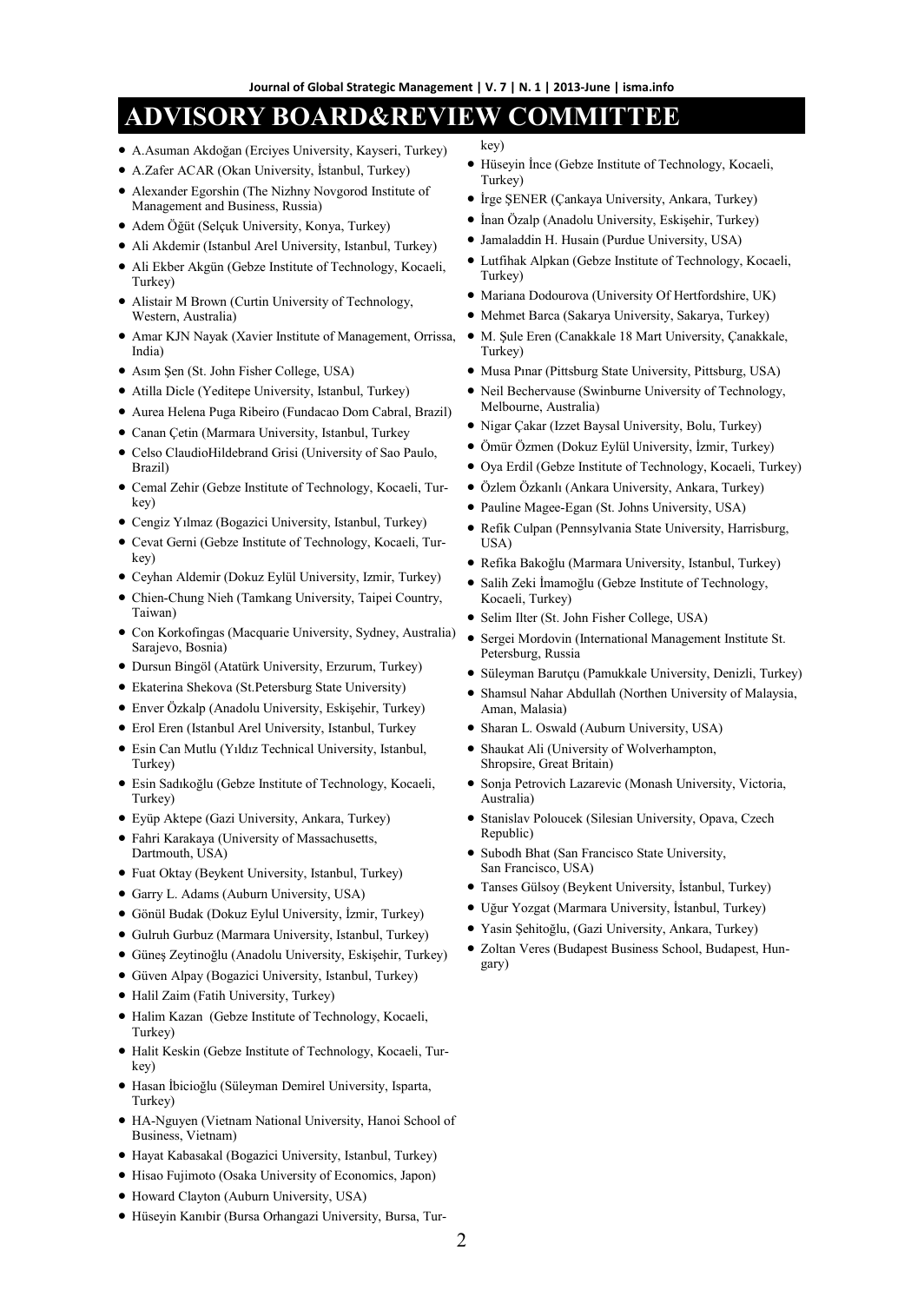# ADVISORY BOARD&REVIEW COMMITTEE

- A.Asuman Akdoğan (Erciyes University, Kayseri, Turkey)
- A.Zafer ACAR (Okan University, İstanbul, Turkey)
- Alexander Egorshin (The Nizhny Novgorod Institute of Management and Business, Russia)
- Adem Öğüt (Selçuk University, Konya, Turkey)
- Ali Akdemir (Istanbul Arel University, Istanbul, Turkey)
- Ali Ekber Akgün (Gebze Institute of Technology, Kocaeli, Turkey)
- Alistair M Brown (Curtin University of Technology, Western, Australia)
- Amar KJN Nayak (Xavier Institute of Management, Orrissa, India)
- Asım Şen (St. John Fisher College, USA)
- Atilla Dicle (Yeditepe University, Istanbul, Turkey)
- Aurea Helena Puga Ribeiro (Fundacao Dom Cabral, Brazil)
- Canan Çetin (Marmara University, Istanbul, Turkey
- Celso ClaudioHildebrand Grisi (University of Sao Paulo, Brazil)
- Cemal Zehir (Gebze Institute of Technology, Kocaeli, Turkey)
- Cengiz Yılmaz (Bogazici University, Istanbul, Turkey)
- Cevat Gerni (Gebze Institute of Technology, Kocaeli, Turkey)
- Ceyhan Aldemir (Dokuz Eylül University, Izmir, Turkey)
- Chien-Chung Nieh (Tamkang University, Taipei Country, Taiwan)
- Con Korkofingas (Macquarie University, Sydney, Australia) Sarajevo, Bosnia)
- Dursun Bingöl (Atatürk University, Erzurum, Turkey)
- Ekaterina Shekova (St.Petersburg State University)
- Enver Özkalp (Anadolu University, Eskişehir, Turkey)
- Erol Eren (Istanbul Arel University, Istanbul, Turkey
- Esin Can Mutlu (Yıldız Technical University, Istanbul, Turkey)
- Esin Sadıkoğlu (Gebze Institute of Technology, Kocaeli, Turkey)
- Eyüp Aktepe (Gazi University, Ankara, Turkey)
- Fahri Karakaya (University of Massachusetts, Dartmouth, USA)
- Fuat Oktay (Beykent University, Istanbul, Turkey)
- Garry L. Adams (Auburn University, USA)
- Gönül Budak (Dokuz Eylul University, İzmir, Turkey)
- Gulruh Gurbuz (Marmara University, Istanbul, Turkey)
- Güneş Zeytinoğlu (Anadolu University, Eskişehir, Turkey)
- Güven Alpay (Bogazici University, Istanbul, Turkey)
- Halil Zaim (Fatih University, Turkey)
- Halim Kazan (Gebze Institute of Technology, Kocaeli, Turkey)
- Halit Keskin (Gebze Institute of Technology, Kocaeli, Turkey)
- Hasan İbicioğlu (Süleyman Demirel University, Isparta, Turkey)
- HA-Nguyen (Vietnam National University, Hanoi School of Business, Vietnam)
- Hayat Kabasakal (Bogazici University, Istanbul, Turkey)
- Hisao Fujimoto (Osaka University of Economics, Japon)
- Howard Clayton (Auburn University, USA)
- Hüseyin Kanıbir (Bursa Orhangazi University, Bursa, Turkey)
- Hüseyin İnce (Gebze Institute of Technology, Kocaeli, Turkey)
- İrge ŞENER (Çankaya University, Ankara, Turkey)
- İnan Özalp (Anadolu University, Eskişehir, Turkey)
- Jamaladdin H. Husain (Purdue University, USA)
- Lutfihak Alpkan (Gebze Institute of Technology, Kocaeli, Turkey)
- Mariana Dodourova (University Of Hertfordshire, UK)
- Mehmet Barca (Sakarya University, Sakarya, Turkey)
- M. Şule Eren (Canakkale 18 Mart University, Çanakkale, Turkey)
- Musa Pınar (Pittsburg State University, Pittsburg, USA)
- Neil Bechervause (Swinburne University of Technology, Melbourne, Australia)
- Nigar Çakar (Izzet Baysal University, Bolu, Turkey)
- Ömür Özmen (Dokuz Eylül University, İzmir, Turkey)
- Oya Erdil (Gebze Institute of Technology, Kocaeli, Turkey)
- Özlem Özkanlı (Ankara University, Ankara, Turkey)
- Pauline Magee-Egan (St. Johns University, USA)
- Refik Culpan (Pennsylvania State University, Harrisburg, USA)
- Refika Bakoğlu (Marmara University, Istanbul, Turkey)
- Salih Zeki İmamoğlu (Gebze Institute of Technology, Kocaeli, Turkey)
- Selim Ilter (St. John Fisher College, USA)
- Sergei Mordovin (International Management Institute St. Petersburg, Russia
- Süleyman Barutçu (Pamukkale University, Denizli, Turkey)
- Shamsul Nahar Abdullah (Northen University of Malaysia, Aman, Malasia)
- Sharan L. Oswald (Auburn University, USA)
- Shaukat Ali (University of Wolverhampton, Shropsire, Great Britain)
- Sonja Petrovich Lazarevic (Monash University, Victoria, Australia)
- Stanislav Poloucek (Silesian University, Opava, Czech Republic)
- Subodh Bhat (San Francisco State University, San Francisco, USA)
- Tanses Gülsoy (Beykent University, İstanbul, Turkey)
- Uğur Yozgat (Marmara University, İstanbul, Turkey)
- Yasin Şehitoğlu, (Gazi University, Ankara, Turkey)
- Zoltan Veres (Budapest Business School, Budapest, Hungary)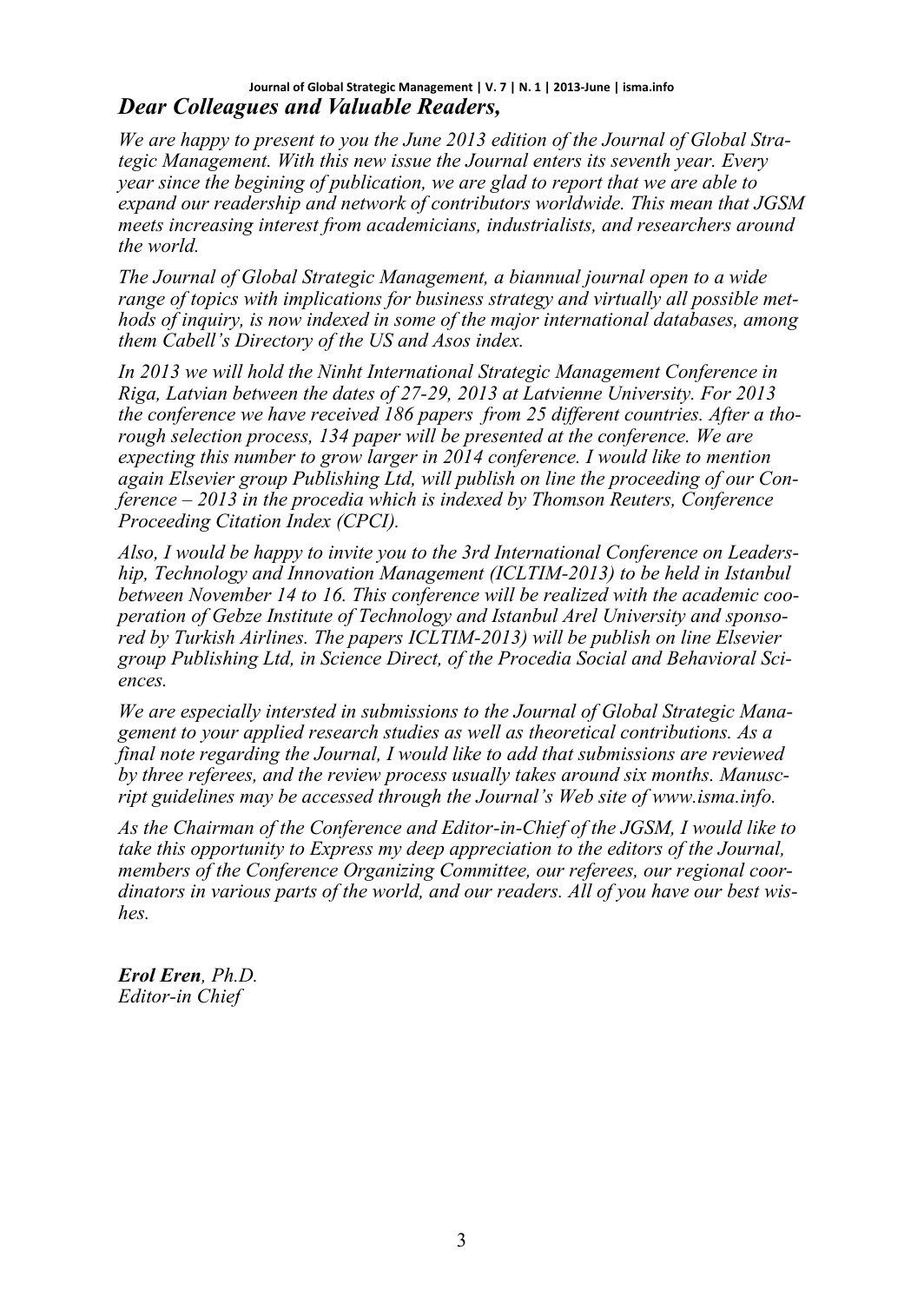## *Dear Colleagues and Valuable Readers,*

*We are happy to present to you the June 2013 edition of the Journal of Global Strategic Management. With this new issue the Journal enters its seventh year. Every year since the begining of publication, we are glad to report that we are able to expand our readership and network of contributors worldwide. This mean that JGSM meets increasing interest from academicians, industrialists, and researchers around the world.*

*The Journal of Global Strategic Management, a biannual journal open to a wide range of topics with implications for business strategy and virtually all possible methods of inquiry, is now indexed in some of the major international databases, among them Cabell's Directory of the US and Asos index.*

*In 2013 we will hold the Ninht International Strategic Management Conference in Riga, Latvian between the dates of 27-29, 2013 at Latvienne University. For 2013 the conference we have received 186 papers from 25 different countries. After a thorough selection process, 134 paper will be presented at the conference. We are expecting this number to grow larger in 2014 conference. I would like to mention again Elsevier group Publishing Ltd, will publish on line the proceeding of our Conference – 2013 in the procedia which is indexed by Thomson Reuters, Conference Proceeding Citation Index (CPCI).*

*Also, I would be happy to invite you to the 3rd International Conference on Leadership, Technology and Innovation Management (ICLTIM-2013) to be held in Istanbul between November 14 to 16. This conference will be realized with the academic cooperation of Gebze Institute of Technology and Istanbul Arel University and sponsored by Turkish Airlines. The papers ICLTIM-2013) will be publish on line Elsevier group Publishing Ltd, in Science Direct, of the Procedia Social and Behavioral Sciences.*

*We are especially intersted in submissions to the Journal of Global Strategic Management to your applied research studies as well as theoretical contributions. As a final note regarding the Journal, I would like to add that submissions are reviewed by three referees, and the review process usually takes around six months. Manuscript guidelines may be accessed through the Journal's Web site of www.isma.info.*

*As the Chairman of the Conference and Editor-in-Chief of the JGSM, I would like to take this opportunity to Express my deep appreciation to the editors of the Journal, members of the Conference Organizing Committee, our referees, our regional coordinators in various parts of the world, and our readers. All of you have our best wishes.*

***Erol Eren**, Ph.D.*
*Editor-in Chief*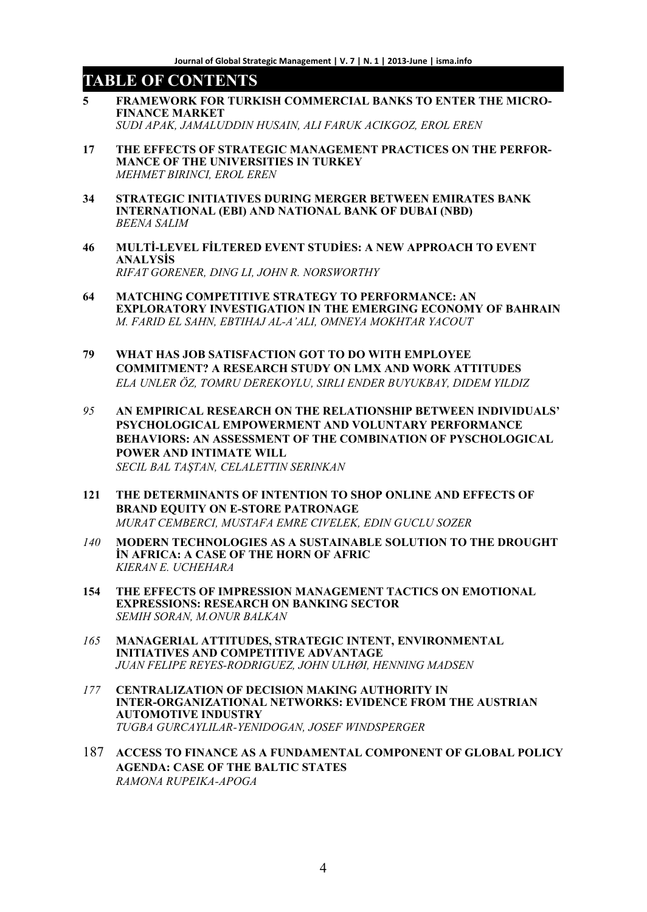# TABLE OF CONTENTS

**5** **FRAMEWORK FOR TURKISH COMMERCIAL BANKS TO ENTER THE MICRO-FINANCE MARKET**
*SUDI APAK, JAMALUDDIN HUSAIN, ALI FARUK ACIKGOZ, EROL EREN*

**17** **THE EFFECTS OF STRATEGIC MANAGEMENT PRACTICES ON THE PERFORMANCE OF THE UNIVERSITIES IN TURKEY**
*MEHMET BIRINCI, EROL EREN*

**34** **STRATEGIC INITIATIVES DURING MERGER BETWEEN EMIRATES BANK INTERNATIONAL (EBI) AND NATIONAL BANK OF DUBAI (NBD)**
*BEENA SALIM*

**46** **MULTİ-LEVEL FİLTERED EVENT STUDİES: A NEW APPROACH TO EVENT ANALYSİS**
*RIFAT GORENER, DING LI, JOHN R. NORSWORTHY*

**64** **MATCHING COMPETITIVE STRATEGY TO PERFORMANCE: AN EXPLORATORY INVESTIGATION IN THE EMERGING ECONOMY OF BAHRAIN**
*M. FARID EL SAHN, EBTIHAJ AL-A'ALI, OMNEYA MOKHTAR YACOUT*

**79** **WHAT HAS JOB SATISFACTION GOT TO DO WITH EMPLOYEE COMMITMENT? A RESEARCH STUDY ON LMX AND WORK ATTITUDES**
*ELA UNLER ÖZ, TOMRU DEREKOYLU, SIRLI ENDER BUYUKBAY, DIDEM YILDIZ*

*95* **AN EMPIRICAL RESEARCH ON THE RELATIONSHIP BETWEEN INDIVIDUALS' PSYCHOLOGICAL EMPOWERMENT AND VOLUNTARY PERFORMANCE BEHAVIORS: AN ASSESSMENT OF THE COMBINATION OF PYSCHOLOGICAL POWER AND INTIMATE WILL**
*SECIL BAL TAŞTAN, CELALETTIN SERINKAN*

**121** **THE DETERMINANTS OF INTENTION TO SHOP ONLINE AND EFFECTS OF BRAND EQUITY ON E-STORE PATRONAGE**
*MURAT CEMBERCI, MUSTAFA EMRE CIVELEK, EDIN GUCLU SOZER*

*140* **MODERN TECHNOLOGIES AS A SUSTAINABLE SOLUTION TO THE DROUGHT İN AFRICA: A CASE OF THE HORN OF AFRIC**
*KIERAN E. UCHEHARA*

**154** **THE EFFECTS OF IMPRESSION MANAGEMENT TACTICS ON EMOTIONAL EXPRESSIONS: RESEARCH ON BANKING SECTOR**
*SEMIH SORAN, M.ONUR BALKAN*

*165* **MANAGERIAL ATTITUDES, STRATEGIC INTENT, ENVIRONMENTAL INITIATIVES AND COMPETITIVE ADVANTAGE**
*JUAN FELIPE REYES-RODRIGUEZ, JOHN ULHØI, HENNING MADSEN*

*177* **CENTRALIZATION OF DECISION MAKING AUTHORITY IN INTER-ORGANIZATIONAL NETWORKS: EVIDENCE FROM THE AUSTRIAN AUTOMOTIVE INDUSTRY**
*TUGBA GURCAYLILAR-YENIDOGAN, JOSEF WINDSPERGER*

187 **ACCESS TO FINANCE AS A FUNDAMENTAL COMPONENT OF GLOBAL POLICY AGENDA: CASE OF THE BALTIC STATES**
*RAMONA RUPEIKA-APOGA*